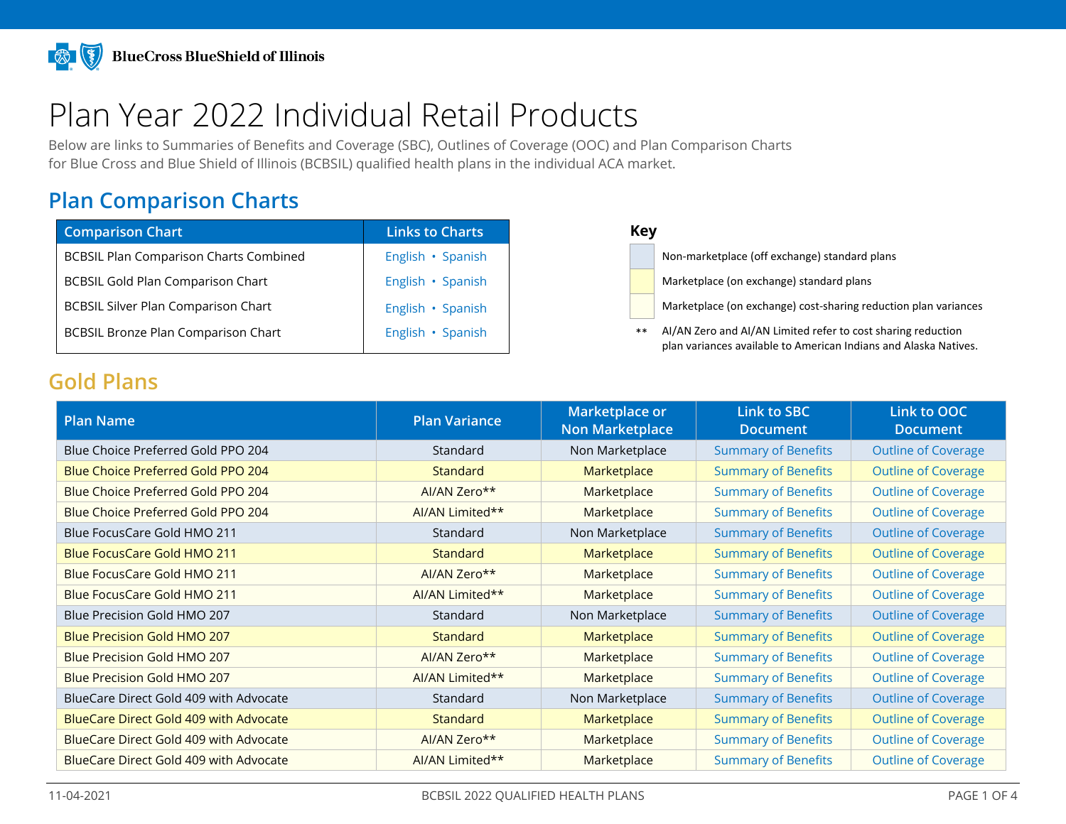BlueCross BlueShield of Illinois

# Plan Year 2022 Individual Retail Products

Below are links to Summaries of Benefits and Coverage (SBC), Outlines of Coverage (OOC) and Plan Comparison Charts for Blue Cross and Blue Shield of Illinois (BCBSIL) qualified health plans in the individual ACA market.

## Plan Comparison Charts

| Comparison Chart | Links to Charts |
|---|---|
| BCBSIL Plan Comparison Charts Combined | English • Spanish |
| BCBSIL Gold Plan Comparison Chart | English • Spanish |
| BCBSIL Silver Plan Comparison Chart | English • Spanish |
| BCBSIL Bronze Plan Comparison Chart | English • Spanish |

**Key**

- Non-marketplace (off exchange) standard plans
- Marketplace (on exchange) standard plans
- Marketplace (on exchange) cost-sharing reduction plan variances
- ** AI/AN Zero and AI/AN Limited refer to cost sharing reduction plan variances available to American Indians and Alaska Natives.

## Gold Plans

| Plan Name | Plan Variance | Marketplace or Non Marketplace | Link to SBC Document | Link to OOC Document |
|---|---|---|---|---|
| Blue Choice Preferred Gold PPO 204 | Standard | Non Marketplace | Summary of Benefits | Outline of Coverage |
| Blue Choice Preferred Gold PPO 204 | Standard | Marketplace | Summary of Benefits | Outline of Coverage |
| Blue Choice Preferred Gold PPO 204 | AI/AN Zero** | Marketplace | Summary of Benefits | Outline of Coverage |
| Blue Choice Preferred Gold PPO 204 | AI/AN Limited** | Marketplace | Summary of Benefits | Outline of Coverage |
| Blue FocusCare Gold HMO 211 | Standard | Non Marketplace | Summary of Benefits | Outline of Coverage |
| Blue FocusCare Gold HMO 211 | Standard | Marketplace | Summary of Benefits | Outline of Coverage |
| Blue FocusCare Gold HMO 211 | AI/AN Zero** | Marketplace | Summary of Benefits | Outline of Coverage |
| Blue FocusCare Gold HMO 211 | AI/AN Limited** | Marketplace | Summary of Benefits | Outline of Coverage |
| Blue Precision Gold HMO 207 | Standard | Non Marketplace | Summary of Benefits | Outline of Coverage |
| Blue Precision Gold HMO 207 | Standard | Marketplace | Summary of Benefits | Outline of Coverage |
| Blue Precision Gold HMO 207 | AI/AN Zero** | Marketplace | Summary of Benefits | Outline of Coverage |
| Blue Precision Gold HMO 207 | AI/AN Limited** | Marketplace | Summary of Benefits | Outline of Coverage |
| BlueCare Direct Gold 409 with Advocate | Standard | Non Marketplace | Summary of Benefits | Outline of Coverage |
| BlueCare Direct Gold 409 with Advocate | Standard | Marketplace | Summary of Benefits | Outline of Coverage |
| BlueCare Direct Gold 409 with Advocate | AI/AN Zero** | Marketplace | Summary of Benefits | Outline of Coverage |
| BlueCare Direct Gold 409 with Advocate | AI/AN Limited** | Marketplace | Summary of Benefits | Outline of Coverage |

11-04-2021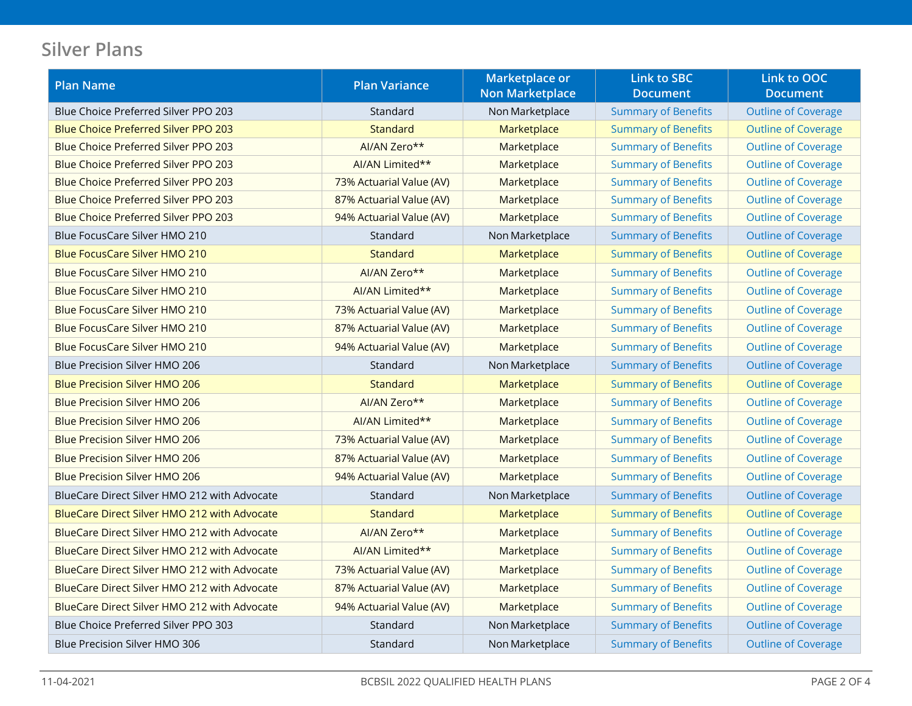## Silver Plans

| Plan Name | Plan Variance | Marketplace or Non Marketplace | Link to SBC Document | Link to OOC Document |
|---|---|---|---|---|
| Blue Choice Preferred Silver PPO 203 | Standard | Non Marketplace | Summary of Benefits | Outline of Coverage |
| Blue Choice Preferred Silver PPO 203 | Standard | Marketplace | Summary of Benefits | Outline of Coverage |
| Blue Choice Preferred Silver PPO 203 | AI/AN Zero** | Marketplace | Summary of Benefits | Outline of Coverage |
| Blue Choice Preferred Silver PPO 203 | AI/AN Limited** | Marketplace | Summary of Benefits | Outline of Coverage |
| Blue Choice Preferred Silver PPO 203 | 73% Actuarial Value (AV) | Marketplace | Summary of Benefits | Outline of Coverage |
| Blue Choice Preferred Silver PPO 203 | 87% Actuarial Value (AV) | Marketplace | Summary of Benefits | Outline of Coverage |
| Blue Choice Preferred Silver PPO 203 | 94% Actuarial Value (AV) | Marketplace | Summary of Benefits | Outline of Coverage |
| Blue FocusCare Silver HMO 210 | Standard | Non Marketplace | Summary of Benefits | Outline of Coverage |
| Blue FocusCare Silver HMO 210 | Standard | Marketplace | Summary of Benefits | Outline of Coverage |
| Blue FocusCare Silver HMO 210 | AI/AN Zero** | Marketplace | Summary of Benefits | Outline of Coverage |
| Blue FocusCare Silver HMO 210 | AI/AN Limited** | Marketplace | Summary of Benefits | Outline of Coverage |
| Blue FocusCare Silver HMO 210 | 73% Actuarial Value (AV) | Marketplace | Summary of Benefits | Outline of Coverage |
| Blue FocusCare Silver HMO 210 | 87% Actuarial Value (AV) | Marketplace | Summary of Benefits | Outline of Coverage |
| Blue FocusCare Silver HMO 210 | 94% Actuarial Value (AV) | Marketplace | Summary of Benefits | Outline of Coverage |
| Blue Precision Silver HMO 206 | Standard | Non Marketplace | Summary of Benefits | Outline of Coverage |
| Blue Precision Silver HMO 206 | Standard | Marketplace | Summary of Benefits | Outline of Coverage |
| Blue Precision Silver HMO 206 | AI/AN Zero** | Marketplace | Summary of Benefits | Outline of Coverage |
| Blue Precision Silver HMO 206 | AI/AN Limited** | Marketplace | Summary of Benefits | Outline of Coverage |
| Blue Precision Silver HMO 206 | 73% Actuarial Value (AV) | Marketplace | Summary of Benefits | Outline of Coverage |
| Blue Precision Silver HMO 206 | 87% Actuarial Value (AV) | Marketplace | Summary of Benefits | Outline of Coverage |
| Blue Precision Silver HMO 206 | 94% Actuarial Value (AV) | Marketplace | Summary of Benefits | Outline of Coverage |
| BlueCare Direct Silver HMO 212 with Advocate | Standard | Non Marketplace | Summary of Benefits | Outline of Coverage |
| BlueCare Direct Silver HMO 212 with Advocate | Standard | Marketplace | Summary of Benefits | Outline of Coverage |
| BlueCare Direct Silver HMO 212 with Advocate | AI/AN Zero** | Marketplace | Summary of Benefits | Outline of Coverage |
| BlueCare Direct Silver HMO 212 with Advocate | AI/AN Limited** | Marketplace | Summary of Benefits | Outline of Coverage |
| BlueCare Direct Silver HMO 212 with Advocate | 73% Actuarial Value (AV) | Marketplace | Summary of Benefits | Outline of Coverage |
| BlueCare Direct Silver HMO 212 with Advocate | 87% Actuarial Value (AV) | Marketplace | Summary of Benefits | Outline of Coverage |
| BlueCare Direct Silver HMO 212 with Advocate | 94% Actuarial Value (AV) | Marketplace | Summary of Benefits | Outline of Coverage |
| Blue Choice Preferred Silver PPO 303 | Standard | Non Marketplace | Summary of Benefits | Outline of Coverage |
| Blue Precision Silver HMO 306 | Standard | Non Marketplace | Summary of Benefits | Outline of Coverage |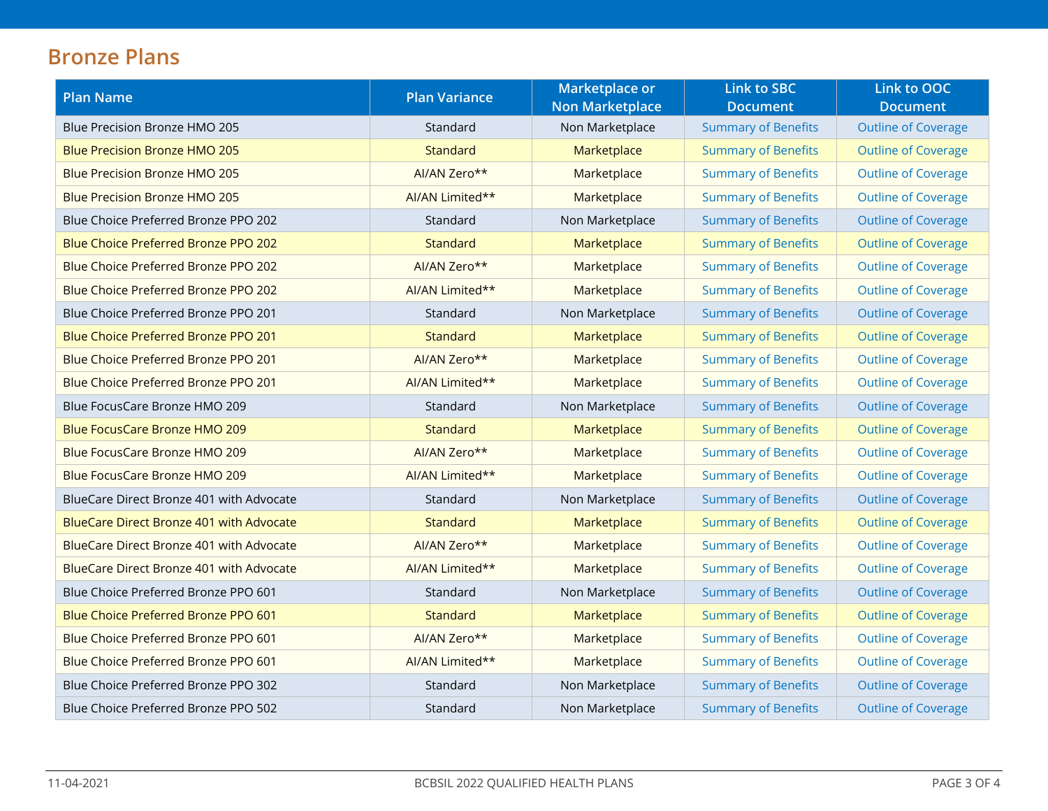## Bronze Plans

| Plan Name | Plan Variance | Marketplace or Non Marketplace | Link to SBC Document | Link to OOC Document |
|---|---|---|---|---|
| Blue Precision Bronze HMO 205 | Standard | Non Marketplace | Summary of Benefits | Outline of Coverage |
| Blue Precision Bronze HMO 205 | Standard | Marketplace | Summary of Benefits | Outline of Coverage |
| Blue Precision Bronze HMO 205 | AI/AN Zero** | Marketplace | Summary of Benefits | Outline of Coverage |
| Blue Precision Bronze HMO 205 | AI/AN Limited** | Marketplace | Summary of Benefits | Outline of Coverage |
| Blue Choice Preferred Bronze PPO 202 | Standard | Non Marketplace | Summary of Benefits | Outline of Coverage |
| Blue Choice Preferred Bronze PPO 202 | Standard | Marketplace | Summary of Benefits | Outline of Coverage |
| Blue Choice Preferred Bronze PPO 202 | AI/AN Zero** | Marketplace | Summary of Benefits | Outline of Coverage |
| Blue Choice Preferred Bronze PPO 202 | AI/AN Limited** | Marketplace | Summary of Benefits | Outline of Coverage |
| Blue Choice Preferred Bronze PPO 201 | Standard | Non Marketplace | Summary of Benefits | Outline of Coverage |
| Blue Choice Preferred Bronze PPO 201 | Standard | Marketplace | Summary of Benefits | Outline of Coverage |
| Blue Choice Preferred Bronze PPO 201 | AI/AN Zero** | Marketplace | Summary of Benefits | Outline of Coverage |
| Blue Choice Preferred Bronze PPO 201 | AI/AN Limited** | Marketplace | Summary of Benefits | Outline of Coverage |
| Blue FocusCare Bronze HMO 209 | Standard | Non Marketplace | Summary of Benefits | Outline of Coverage |
| Blue FocusCare Bronze HMO 209 | Standard | Marketplace | Summary of Benefits | Outline of Coverage |
| Blue FocusCare Bronze HMO 209 | AI/AN Zero** | Marketplace | Summary of Benefits | Outline of Coverage |
| Blue FocusCare Bronze HMO 209 | AI/AN Limited** | Marketplace | Summary of Benefits | Outline of Coverage |
| BlueCare Direct Bronze 401 with Advocate | Standard | Non Marketplace | Summary of Benefits | Outline of Coverage |
| BlueCare Direct Bronze 401 with Advocate | Standard | Marketplace | Summary of Benefits | Outline of Coverage |
| BlueCare Direct Bronze 401 with Advocate | AI/AN Zero** | Marketplace | Summary of Benefits | Outline of Coverage |
| BlueCare Direct Bronze 401 with Advocate | AI/AN Limited** | Marketplace | Summary of Benefits | Outline of Coverage |
| Blue Choice Preferred Bronze PPO 601 | Standard | Non Marketplace | Summary of Benefits | Outline of Coverage |
| Blue Choice Preferred Bronze PPO 601 | Standard | Marketplace | Summary of Benefits | Outline of Coverage |
| Blue Choice Preferred Bronze PPO 601 | AI/AN Zero** | Marketplace | Summary of Benefits | Outline of Coverage |
| Blue Choice Preferred Bronze PPO 601 | AI/AN Limited** | Marketplace | Summary of Benefits | Outline of Coverage |
| Blue Choice Preferred Bronze PPO 302 | Standard | Non Marketplace | Summary of Benefits | Outline of Coverage |
| Blue Choice Preferred Bronze PPO 502 | Standard | Non Marketplace | Summary of Benefits | Outline of Coverage |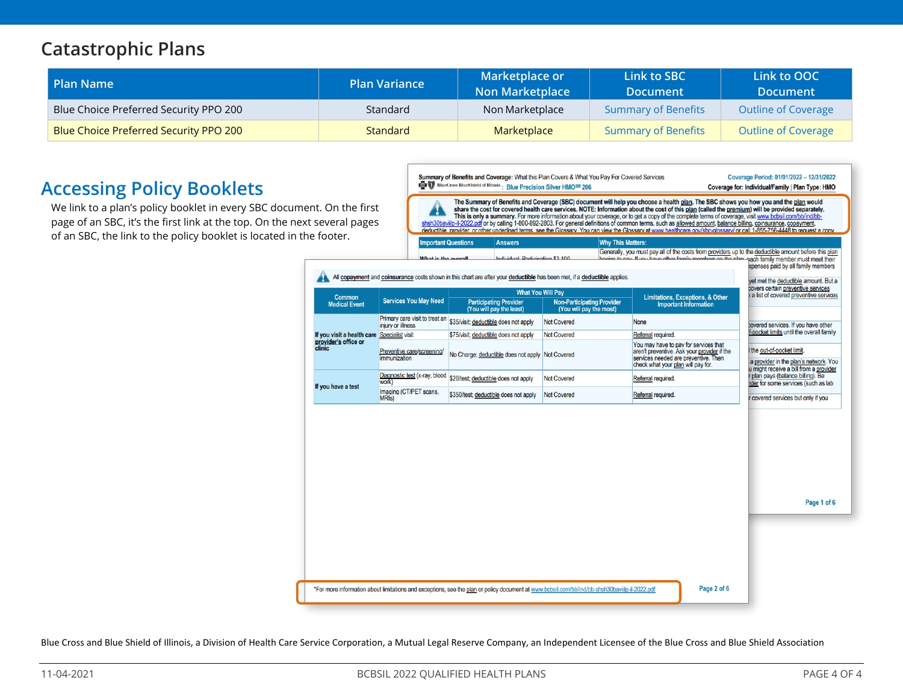## Catastrophic Plans

| Plan Name | Plan Variance | Marketplace or Non Marketplace | Link to SBC Document | Link to OOC Document |
|---|---|---|---|---|
| Blue Choice Preferred Security PPO 200 | Standard | Non Marketplace | Summary of Benefits | Outline of Coverage |
| Blue Choice Preferred Security PPO 200 | Standard | Marketplace | Summary of Benefits | Outline of Coverage |

## Accessing Policy Booklets

We link to a plan's policy booklet in every SBC document. On the first page of an SBC, it's the first link at the top. On the next several pages of an SBC, the link to the policy booklet is located in the footer.

Blue Cross and Blue Shield of Illinois, a Division of Health Care Service Corporation, a Mutual Legal Reserve Company, an Independent Licensee of the Blue Cross and Blue Shield Association